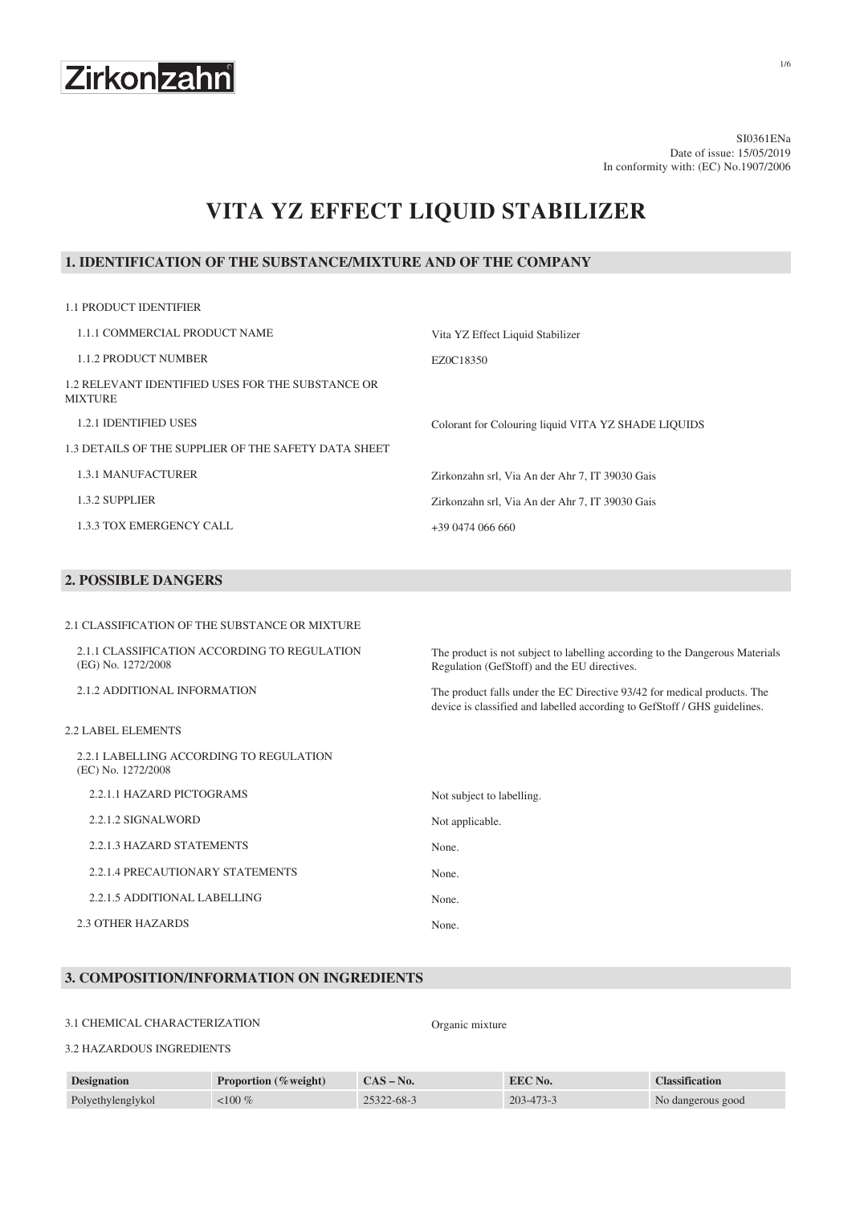SI0361ENa
Date of issue: 15/05/2019
In conformity with: (EC) No.1907/2006

# VITA YZ EFFECT LIQUID STABILIZER

## 1. IDENTIFICATION OF THE SUBSTANCE/MIXTURE AND OF THE COMPANY

1.1 PRODUCT IDENTIFIER

| | |
|---|---|
| 1.1.1 COMMERCIAL PRODUCT NAME | Vita YZ Effect Liquid Stabilizer |
| 1.1.2 PRODUCT NUMBER | EZ0C18350 |

1.2 RELEVANT IDENTIFIED USES FOR THE SUBSTANCE OR MIXTURE

| | |
|---|---|
| 1.2.1 IDENTIFIED USES | Colorant for Colouring liquid VITA YZ SHADE LIQUIDS |

1.3 DETAILS OF THE SUPPLIER OF THE SAFETY DATA SHEET

| | |
|---|---|
| 1.3.1 MANUFACTURER | Zirkonzahn srl, Via An der Ahr 7, IT 39030 Gais |
| 1.3.2 SUPPLIER | Zirkonzahn srl, Via An der Ahr 7, IT 39030 Gais |
| 1.3.3 TOX EMERGENCY CALL | +39 0474 066 660 |

## 2. POSSIBLE DANGERS

2.1 CLASSIFICATION OF THE SUBSTANCE OR MIXTURE

| | |
|---|---|
| 2.1.1 CLASSIFICATION ACCORDING TO REGULATION (EG) No. 1272/2008 | The product is not subject to labelling according to the Dangerous Materials Regulation (GefStoff) and the EU directives. |
| 2.1.2 ADDITIONAL INFORMATION | The product falls under the EC Directive 93/42 for medical products. The device is classified and labelled according to GefStoff / GHS guidelines. |

2.2 LABEL ELEMENTS

2.2.1 LABELLING ACCORDING TO REGULATION (EC) No. 1272/2008

| | |
|---|---|
| 2.2.1.1 HAZARD PICTOGRAMS | Not subject to labelling. |
| 2.2.1.2 SIGNALWORD | Not applicable. |
| 2.2.1.3 HAZARD STATEMENTS | None. |
| 2.2.1.4 PRECAUTIONARY STATEMENTS | None. |
| 2.2.1.5 ADDITIONAL LABELLING | None. |
| 2.3 OTHER HAZARDS | None. |

## 3. COMPOSITION/INFORMATION ON INGREDIENTS

| | |
|---|---|
| 3.1 CHEMICAL CHARACTERIZATION | Organic mixture |

3.2 HAZARDOUS INGREDIENTS

| Designation | Proportion (%weight) | CAS – No. | EEC No. | Classification |
|---|---|---|---|---|
| Polyethylenglykol | <100 % | 25322-68-3 | 203-473-3 | No dangerous good |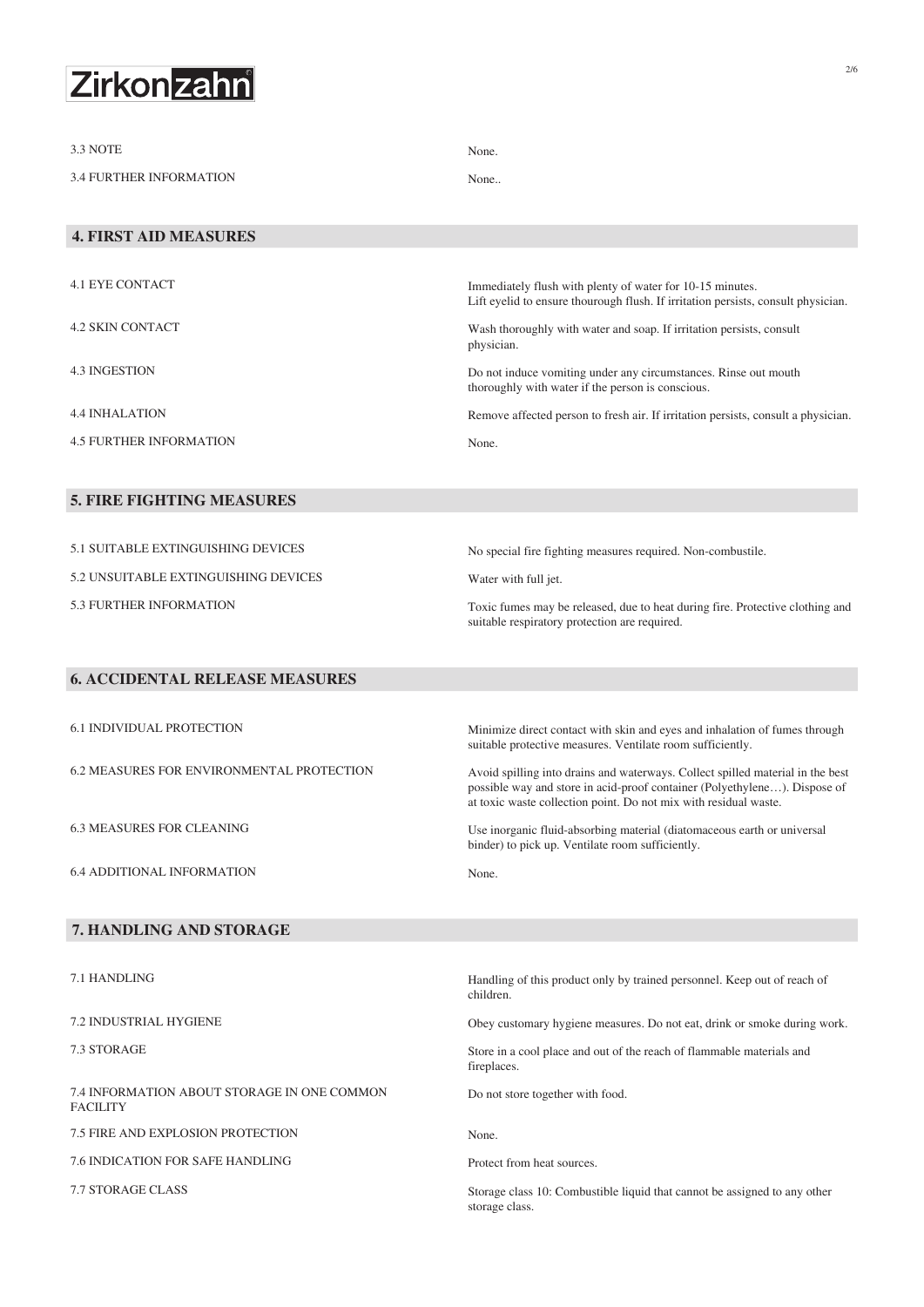| | |
|---|---|
| 3.3 NOTE | None. |
| 3.4 FURTHER INFORMATION | None.. |

## 4. FIRST AID MEASURES

| | |
|---|---|
| 4.1 EYE CONTACT | Immediately flush with plenty of water for 10-15 minutes. Lift eyelid to ensure thourough flush. If irritation persists, consult physician. |
| 4.2 SKIN CONTACT | Wash thoroughly with water and soap. If irritation persists, consult physician. |
| 4.3 INGESTION | Do not induce vomiting under any circumstances. Rinse out mouth thoroughly with water if the person is conscious. |
| 4.4 INHALATION | Remove affected person to fresh air. If irritation persists, consult a physician. |
| 4.5 FURTHER INFORMATION | None. |

## 5. FIRE FIGHTING MEASURES

| | |
|---|---|
| 5.1 SUITABLE EXTINGUISHING DEVICES | No special fire fighting measures required. Non-combustile. |
| 5.2 UNSUITABLE EXTINGUISHING DEVICES | Water with full jet. |
| 5.3 FURTHER INFORMATION | Toxic fumes may be released, due to heat during fire. Protective clothing and suitable respiratory protection are required. |

## 6. ACCIDENTAL RELEASE MEASURES

| | |
|---|---|
| 6.1 INDIVIDUAL PROTECTION | Minimize direct contact with skin and eyes and inhalation of fumes through suitable protective measures. Ventilate room sufficiently. |
| 6.2 MEASURES FOR ENVIRONMENTAL PROTECTION | Avoid spilling into drains and waterways. Collect spilled material in the best possible way and store in acid-proof container (Polyethylene…). Dispose of at toxic waste collection point. Do not mix with residual waste. |
| 6.3 MEASURES FOR CLEANING | Use inorganic fluid-absorbing material (diatomaceous earth or universal binder) to pick up. Ventilate room sufficiently. |
| 6.4 ADDITIONAL INFORMATION | None. |

## 7. HANDLING AND STORAGE

| | |
|---|---|
| 7.1 HANDLING | Handling of this product only by trained personnel. Keep out of reach of children. |
| 7.2 INDUSTRIAL HYGIENE | Obey customary hygiene measures. Do not eat, drink or smoke during work. |
| 7.3 STORAGE | Store in a cool place and out of the reach of flammable materials and fireplaces. |
| 7.4 INFORMATION ABOUT STORAGE IN ONE COMMON FACILITY | Do not store together with food. |
| 7.5 FIRE AND EXPLOSION PROTECTION | None. |
| 7.6 INDICATION FOR SAFE HANDLING | Protect from heat sources. |
| 7.7 STORAGE CLASS | Storage class 10: Combustible liquid that cannot be assigned to any other storage class. |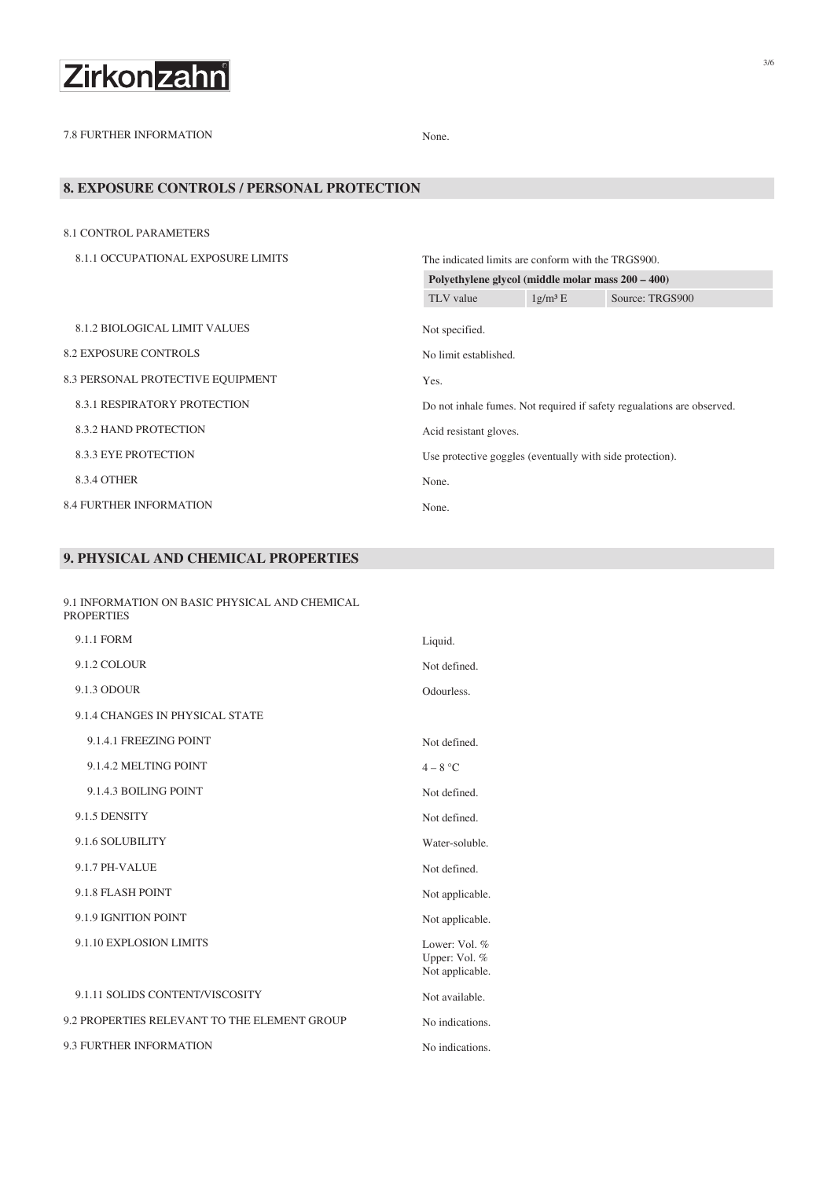7.8 FURTHER INFORMATION — None.

## 8. EXPOSURE CONTROLS / PERSONAL PROTECTION

8.1 CONTROL PARAMETERS

8.1.1 OCCUPATIONAL EXPOSURE LIMITS — The indicated limits are conform with the TRGS900.

| Polyethylene glycol (middle molar mass 200 – 400) | | |
|---|---|---|
| TLV value | $1 g/m^3$ E | Source: TRGS900 |

8.1.2 BIOLOGICAL LIMIT VALUES — Not specified.

8.2 EXPOSURE CONTROLS — No limit established.

8.3 PERSONAL PROTECTIVE EQUIPMENT — Yes.

8.3.1 RESPIRATORY PROTECTION — Do not inhale fumes. Not required if safety regualations are observed.

8.3.2 HAND PROTECTION — Acid resistant gloves.

8.3.3 EYE PROTECTION — Use protective goggles (eventually with side protection).

8.3.4 OTHER — None.

8.4 FURTHER INFORMATION — None.

## 9. PHYSICAL AND CHEMICAL PROPERTIES

9.1 INFORMATION ON BASIC PHYSICAL AND CHEMICAL PROPERTIES

9.1.1 FORM — Liquid.

9.1.2 COLOUR — Not defined.

9.1.3 ODOUR — Odourless.

9.1.4 CHANGES IN PHYSICAL STATE

9.1.4.1 FREEZING POINT — Not defined.

9.1.4.2 MELTING POINT — 4 – 8 °C

9.1.4.3 BOILING POINT — Not defined.

9.1.5 DENSITY — Not defined.

9.1.6 SOLUBILITY — Water-soluble.

9.1.7 PH-VALUE — Not defined.

9.1.8 FLASH POINT — Not applicable.

9.1.9 IGNITION POINT — Not applicable.

9.1.10 EXPLOSION LIMITS — Lower: Vol. %
Upper: Vol. %
Not applicable.

9.1.11 SOLIDS CONTENT/VISCOSITY — Not available.

9.2 PROPERTIES RELEVANT TO THE ELEMENT GROUP — No indications.

9.3 FURTHER INFORMATION — No indications.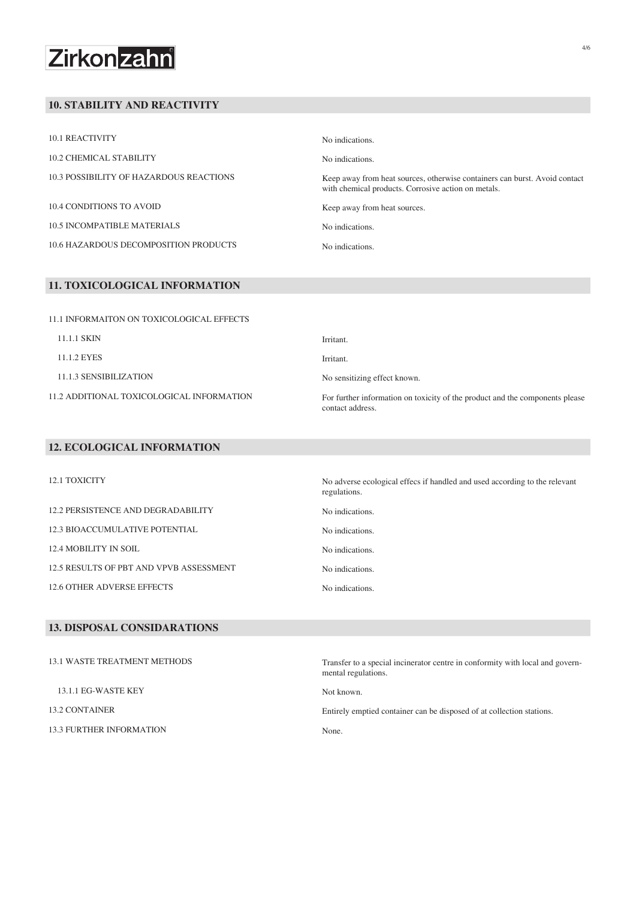## 10. STABILITY AND REACTIVITY

| | |
|---|---|
| 10.1 REACTIVITY | No indications. |
| 10.2 CHEMICAL STABILITY | No indications. |
| 10.3 POSSIBILITY OF HAZARDOUS REACTIONS | Keep away from heat sources, otherwise containers can burst. Avoid contact with chemical products. Corrosive action on metals. |
| 10.4 CONDITIONS TO AVOID | Keep away from heat sources. |
| 10.5 INCOMPATIBLE MATERIALS | No indications. |
| 10.6 HAZARDOUS DECOMPOSITION PRODUCTS | No indications. |

## 11. TOXICOLOGICAL INFORMATION

| | |
|---|---|
| 11.1 INFORMAITON ON TOXICOLOGICAL EFFECTS | |
| 11.1.1 SKIN | Irritant. |
| 11.1.2 EYES | Irritant. |
| 11.1.3 SENSIBILIZATION | No sensitizing effect known. |
| 11.2 ADDITIONAL TOXICOLOGICAL INFORMATION | For further information on toxicity of the product and the components please contact address. |

## 12. ECOLOGICAL INFORMATION

| | |
|---|---|
| 12.1 TOXICITY | No adverse ecological effecs if handled and used according to the relevant regulations. |
| 12.2 PERSISTENCE AND DEGRADABILITY | No indications. |
| 12.3 BIOACCUMULATIVE POTENTIAL | No indications. |
| 12.4 MOBILITY IN SOIL | No indications. |
| 12.5 RESULTS OF PBT AND VPVB ASSESSMENT | No indications. |
| 12.6 OTHER ADVERSE EFFECTS | No indications. |

## 13. DISPOSAL CONSIDARATIONS

| | |
|---|---|
| 13.1 WASTE TREATMENT METHODS | Transfer to a special incinerator centre in conformity with local and governmental regulations. |
| 13.1.1 EG-WASTE KEY | Not known. |
| 13.2 CONTAINER | Entirely emptied container can be disposed of at collection stations. |
| 13.3 FURTHER INFORMATION | None. |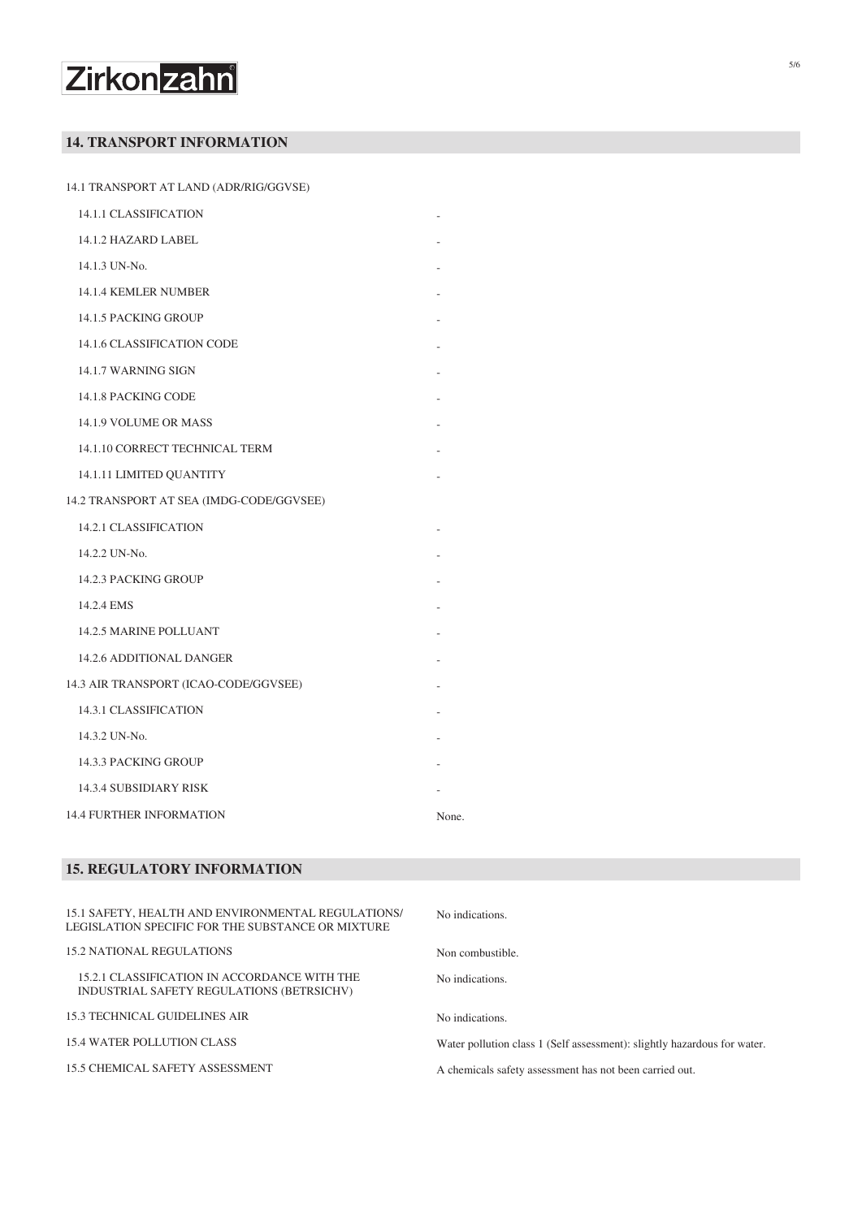## 14. TRANSPORT INFORMATION

| | |
|---|---|
| 14.1 TRANSPORT AT LAND (ADR/RIG/GGVSE) | |
| 14.1.1 CLASSIFICATION | - |
| 14.1.2 HAZARD LABEL | - |
| 14.1.3 UN-No. | - |
| 14.1.4 KEMLER NUMBER | - |
| 14.1.5 PACKING GROUP | - |
| 14.1.6 CLASSIFICATION CODE | - |
| 14.1.7 WARNING SIGN | - |
| 14.1.8 PACKING CODE | - |
| 14.1.9 VOLUME OR MASS | - |
| 14.1.10 CORRECT TECHNICAL TERM | - |
| 14.1.11 LIMITED QUANTITY | - |
| 14.2 TRANSPORT AT SEA (IMDG-CODE/GGVSEE) | |
| 14.2.1 CLASSIFICATION | - |
| 14.2.2 UN-No. | - |
| 14.2.3 PACKING GROUP | - |
| 14.2.4 EMS | - |
| 14.2.5 MARINE POLLUANT | - |
| 14.2.6 ADDITIONAL DANGER | - |
| 14.3 AIR TRANSPORT (ICAO-CODE/GGVSEE) | - |
| 14.3.1 CLASSIFICATION | - |
| 14.3.2 UN-No. | - |
| 14.3.3 PACKING GROUP | - |
| 14.3.4 SUBSIDIARY RISK | - |
| 14.4 FURTHER INFORMATION | None. |

## 15. REGULATORY INFORMATION

| | |
|---|---|
| 15.1 SAFETY, HEALTH AND ENVIRONMENTAL REGULATIONS/ LEGISLATION SPECIFIC FOR THE SUBSTANCE OR MIXTURE | No indications. |
| 15.2 NATIONAL REGULATIONS | Non combustible. |
| 15.2.1 CLASSIFICATION IN ACCORDANCE WITH THE INDUSTRIAL SAFETY REGULATIONS (BETRSICHV) | No indications. |
| 15.3 TECHNICAL GUIDELINES AIR | No indications. |
| 15.4 WATER POLLUTION CLASS | Water pollution class 1 (Self assessment): slightly hazardous for water. |
| 15.5 CHEMICAL SAFETY ASSESSMENT | A chemicals safety assessment has not been carried out. |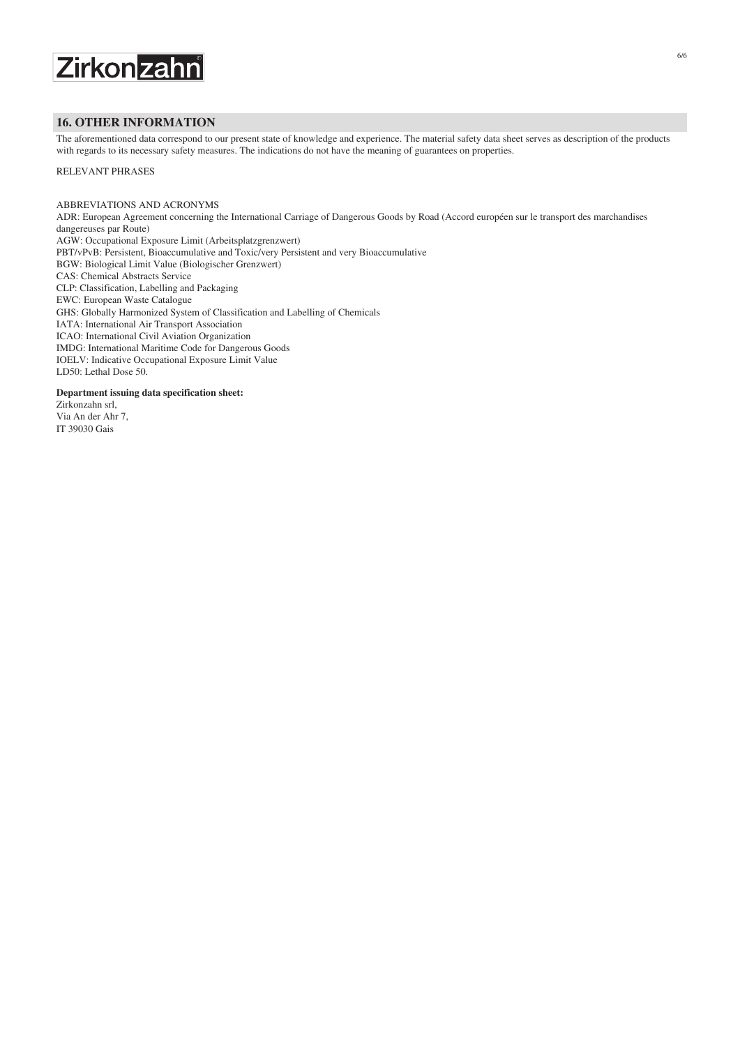## 16. OTHER INFORMATION

The aforementioned data correspond to our present state of knowledge and experience. The material safety data sheet serves as description of the products with regards to its necessary safety measures. The indications do not have the meaning of guarantees on properties.

RELEVANT PHRASES

ABBREVIATIONS AND ACRONYMS

ADR: European Agreement concerning the International Carriage of Dangerous Goods by Road (Accord européen sur le transport des marchandises dangereuses par Route)
AGW: Occupational Exposure Limit (Arbeitsplatzgrenzwert)
PBT/vPvB: Persistent, Bioaccumulative and Toxic/very Persistent and very Bioaccumulative
BGW: Biological Limit Value (Biologischer Grenzwert)
CAS: Chemical Abstracts Service
CLP: Classification, Labelling and Packaging
EWC: European Waste Catalogue
GHS: Globally Harmonized System of Classification and Labelling of Chemicals
IATA: International Air Transport Association
ICAO: International Civil Aviation Organization
IMDG: International Maritime Code for Dangerous Goods
IOELV: Indicative Occupational Exposure Limit Value
LD50: Lethal Dose 50.

**Department issuing data specification sheet:**
Zirkonzahn srl,
Via An der Ahr 7,
IT 39030 Gais